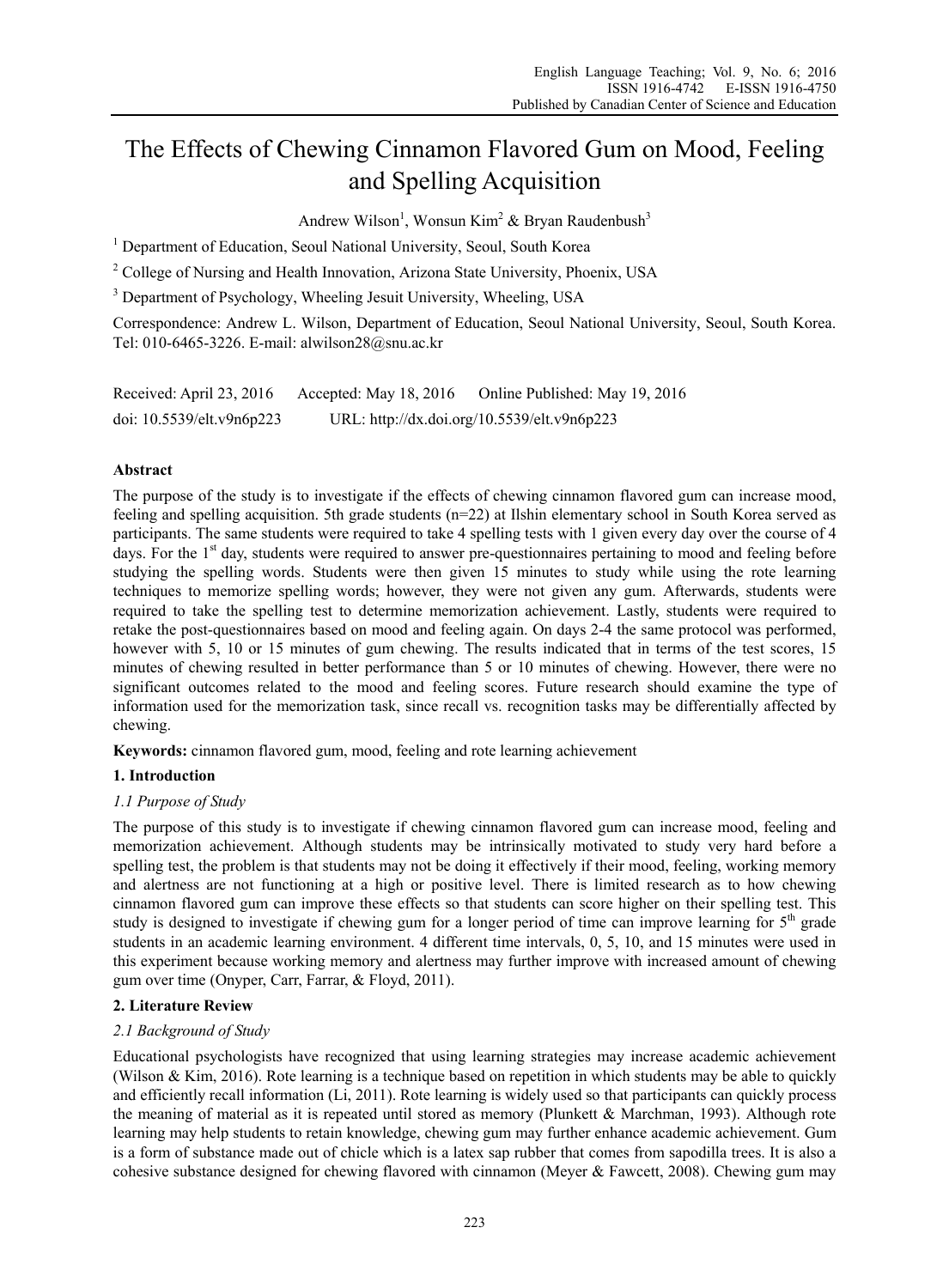# The Effects of Chewing Cinnamon Flavored Gum on Mood, Feeling and Spelling Acquisition

Andrew Wilson[1], Wonsun Kim[2] & Bryan Raudenbush[3]

[1] Department of Education, Seoul National University, Seoul, South Korea

[2] College of Nursing and Health Innovation, Arizona State University, Phoenix, USA

[3] Department of Psychology, Wheeling Jesuit University, Wheeling, USA

Correspondence: Andrew L. Wilson, Department of Education, Seoul National University, Seoul, South Korea. Tel: 010-6465-3226. E-mail: alwilson28@snu.ac.kr

Received: April 23, 2016 Accepted: May 18, 2016 Online Published: May 19, 2016

doi: 10.5539/elt.v9n6p223 URL: http://dx.doi.org/10.5539/elt.v9n6p223

**Abstract**

The purpose of the study is to investigate if the effects of chewing cinnamon flavored gum can increase mood, feeling and spelling acquisition. 5th grade students (n=22) at Ilshin elementary school in South Korea served as participants. The same students were required to take 4 spelling tests with 1 given every day over the course of 4 days. For the 1st day, students were required to answer pre-questionnaires pertaining to mood and feeling before studying the spelling words. Students were then given 15 minutes to study while using the rote learning techniques to memorize spelling words; however, they were not given any gum. Afterwards, students were required to take the spelling test to determine memorization achievement. Lastly, students were required to retake the post-questionnaires based on mood and feeling again. On days 2-4 the same protocol was performed, however with 5, 10 or 15 minutes of gum chewing. The results indicated that in terms of the test scores, 15 minutes of chewing resulted in better performance than 5 or 10 minutes of chewing. However, there were no significant outcomes related to the mood and feeling scores. Future research should examine the type of information used for the memorization task, since recall vs. recognition tasks may be differentially affected by chewing.

**Keywords:** cinnamon flavored gum, mood, feeling and rote learning achievement

## 1. Introduction

### *1.1 Purpose of Study*

The purpose of this study is to investigate if chewing cinnamon flavored gum can increase mood, feeling and memorization achievement. Although students may be intrinsically motivated to study very hard before a spelling test, the problem is that students may not be doing it effectively if their mood, feeling, working memory and alertness are not functioning at a high or positive level. There is limited research as to how chewing cinnamon flavored gum can improve these effects so that students can score higher on their spelling test. This study is designed to investigate if chewing gum for a longer period of time can improve learning for 5th grade students in an academic learning environment. 4 different time intervals, 0, 5, 10, and 15 minutes were used in this experiment because working memory and alertness may further improve with increased amount of chewing gum over time (Onyper, Carr, Farrar, & Floyd, 2011).

## 2. Literature Review

### *2.1 Background of Study*

Educational psychologists have recognized that using learning strategies may increase academic achievement (Wilson & Kim, 2016). Rote learning is a technique based on repetition in which students may be able to quickly and efficiently recall information (Li, 2011). Rote learning is widely used so that participants can quickly process the meaning of material as it is repeated until stored as memory (Plunkett & Marchman, 1993). Although rote learning may help students to retain knowledge, chewing gum may further enhance academic achievement. Gum is a form of substance made out of chicle which is a latex sap rubber that comes from sapodilla trees. It is also a cohesive substance designed for chewing flavored with cinnamon (Meyer & Fawcett, 2008). Chewing gum may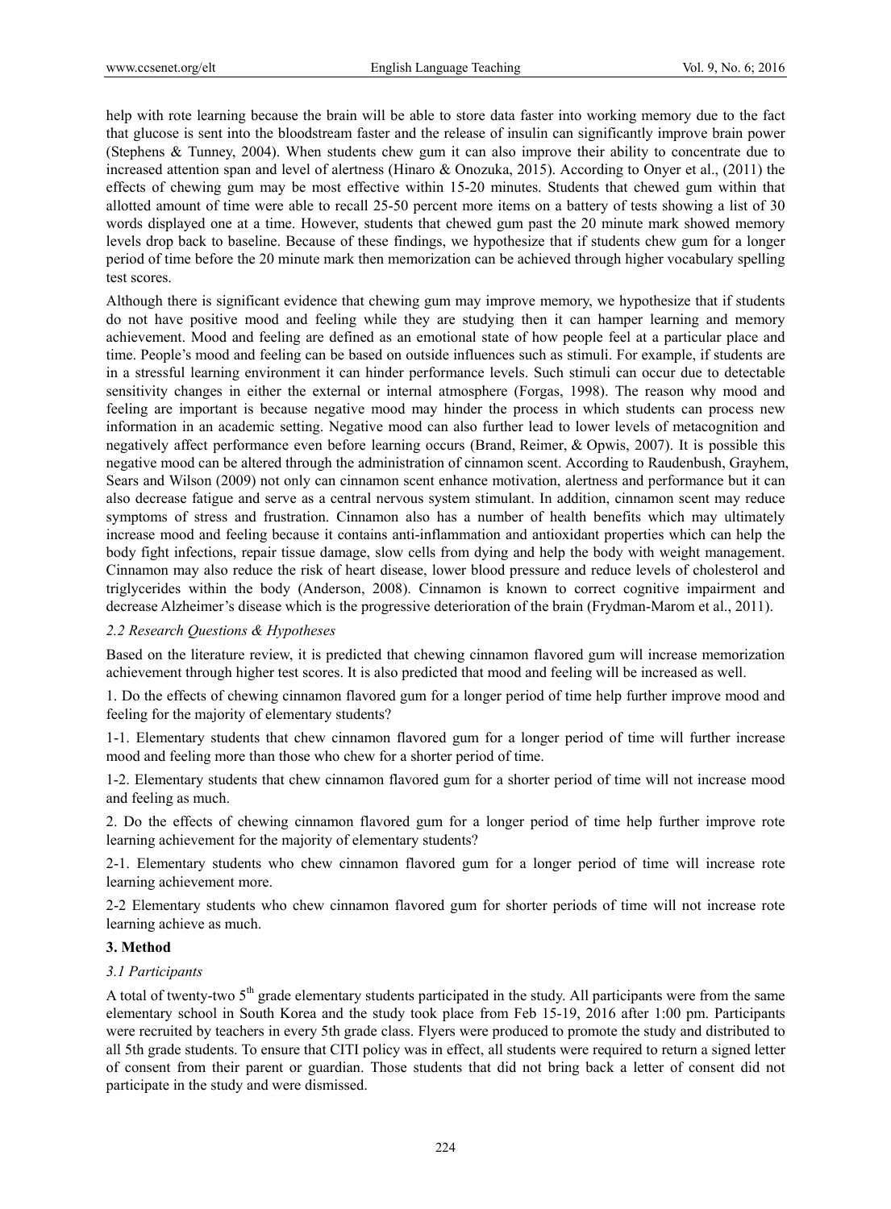help with rote learning because the brain will be able to store data faster into working memory due to the fact that glucose is sent into the bloodstream faster and the release of insulin can significantly improve brain power (Stephens & Tunney, 2004). When students chew gum it can also improve their ability to concentrate due to increased attention span and level of alertness (Hinaro & Onozuka, 2015). According to Onyer et al., (2011) the effects of chewing gum may be most effective within 15-20 minutes. Students that chewed gum within that allotted amount of time were able to recall 25-50 percent more items on a battery of tests showing a list of 30 words displayed one at a time. However, students that chewed gum past the 20 minute mark showed memory levels drop back to baseline. Because of these findings, we hypothesize that if students chew gum for a longer period of time before the 20 minute mark then memorization can be achieved through higher vocabulary spelling test scores.

Although there is significant evidence that chewing gum may improve memory, we hypothesize that if students do not have positive mood and feeling while they are studying then it can hamper learning and memory achievement. Mood and feeling are defined as an emotional state of how people feel at a particular place and time. People's mood and feeling can be based on outside influences such as stimuli. For example, if students are in a stressful learning environment it can hinder performance levels. Such stimuli can occur due to detectable sensitivity changes in either the external or internal atmosphere (Forgas, 1998). The reason why mood and feeling are important is because negative mood may hinder the process in which students can process new information in an academic setting. Negative mood can also further lead to lower levels of metacognition and negatively affect performance even before learning occurs (Brand, Reimer, & Opwis, 2007). It is possible this negative mood can be altered through the administration of cinnamon scent. According to Raudenbush, Grayhem, Sears and Wilson (2009) not only can cinnamon scent enhance motivation, alertness and performance but it can also decrease fatigue and serve as a central nervous system stimulant. In addition, cinnamon scent may reduce symptoms of stress and frustration. Cinnamon also has a number of health benefits which may ultimately increase mood and feeling because it contains anti-inflammation and antioxidant properties which can help the body fight infections, repair tissue damage, slow cells from dying and help the body with weight management. Cinnamon may also reduce the risk of heart disease, lower blood pressure and reduce levels of cholesterol and triglycerides within the body (Anderson, 2008). Cinnamon is known to correct cognitive impairment and decrease Alzheimer's disease which is the progressive deterioration of the brain (Frydman-Marom et al., 2011).

### *2.2 Research Questions & Hypotheses*

Based on the literature review, it is predicted that chewing cinnamon flavored gum will increase memorization achievement through higher test scores. It is also predicted that mood and feeling will be increased as well.

1. Do the effects of chewing cinnamon flavored gum for a longer period of time help further improve mood and feeling for the majority of elementary students?

1-1. Elementary students that chew cinnamon flavored gum for a longer period of time will further increase mood and feeling more than those who chew for a shorter period of time.

1-2. Elementary students that chew cinnamon flavored gum for a shorter period of time will not increase mood and feeling as much.

2. Do the effects of chewing cinnamon flavored gum for a longer period of time help further improve rote learning achievement for the majority of elementary students?

2-1. Elementary students who chew cinnamon flavored gum for a longer period of time will increase rote learning achievement more.

2-2 Elementary students who chew cinnamon flavored gum for shorter periods of time will not increase rote learning achieve as much.

## **3. Method**

### *3.1 Participants*

A total of twenty-two 5th grade elementary students participated in the study. All participants were from the same elementary school in South Korea and the study took place from Feb 15-19, 2016 after 1:00 pm. Participants were recruited by teachers in every 5th grade class. Flyers were produced to promote the study and distributed to all 5th grade students. To ensure that CITI policy was in effect, all students were required to return a signed letter of consent from their parent or guardian. Those students that did not bring back a letter of consent did not participate in the study and were dismissed.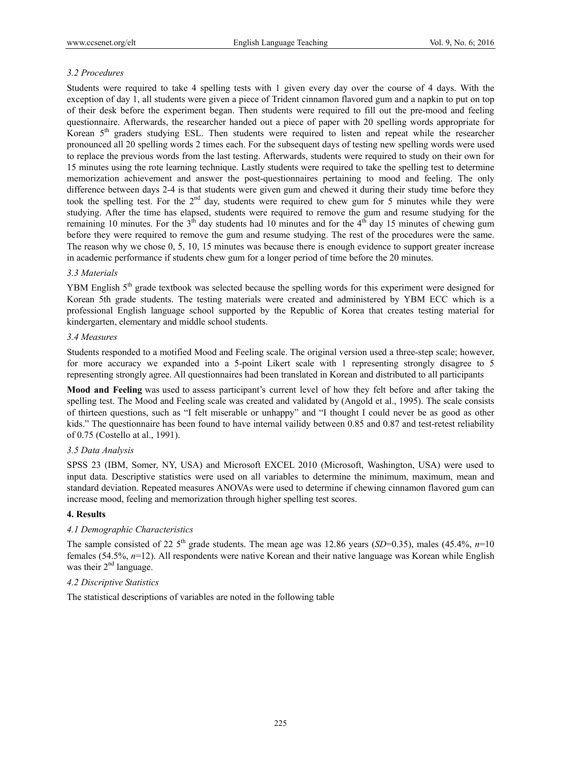### 3.2 Procedures

Students were required to take 4 spelling tests with 1 given every day over the course of 4 days. With the exception of day 1, all students were given a piece of Trident cinnamon flavored gum and a napkin to put on top of their desk before the experiment began. Then students were required to fill out the pre-mood and feeling questionnaire. Afterwards, the researcher handed out a piece of paper with 20 spelling words appropriate for Korean 5th graders studying ESL. Then students were required to listen and repeat while the researcher pronounced all 20 spelling words 2 times each. For the subsequent days of testing new spelling words were used to replace the previous words from the last testing. Afterwards, students were required to study on their own for 15 minutes using the rote learning technique. Lastly students were required to take the spelling test to determine memorization achievement and answer the post-questionnaires pertaining to mood and feeling. The only difference between days 2-4 is that students were given gum and chewed it during their study time before they took the spelling test. For the 2nd day, students were required to chew gum for 5 minutes while they were studying. After the time has elapsed, students were required to remove the gum and resume studying for the remaining 10 minutes. For the 3th day students had 10 minutes and for the 4th day 15 minutes of chewing gum before they were required to remove the gum and resume studying. The rest of the procedures were the same. The reason why we chose 0, 5, 10, 15 minutes was because there is enough evidence to support greater increase in academic performance if students chew gum for a longer period of time before the 20 minutes.

### 3.3 Materials

YBM English 5th grade textbook was selected because the spelling words for this experiment were designed for Korean 5th grade students. The testing materials were created and administered by YBM ECC which is a professional English language school supported by the Republic of Korea that creates testing material for kindergarten, elementary and middle school students.

### 3.4 Measures

Students responded to a motified Mood and Feeling scale. The original version used a three-step scale; however, for more accuracy we expanded into a 5-point Likert scale with 1 representing strongly disagree to 5 representing strongly agree. All questionnaires had been translated in Korean and distributed to all participants

**Mood and Feeling** was used to assess participant's current level of how they felt before and after taking the spelling test. The Mood and Feeling scale was created and validated by (Angold et al., 1995). The scale consists of thirteen questions, such as "I felt miserable or unhappy" and "I thought I could never be as good as other kids." The questionnaire has been found to have internal vailidy between 0.85 and 0.87 and test-retest reliability of 0.75 (Costello at al., 1991).

### 3.5 Data Analysis

SPSS 23 (IBM, Somer, NY, USA) and Microsoft EXCEL 2010 (Microsoft, Washington, USA) were used to input data. Descriptive statistics were used on all variables to determine the minimum, maximum, mean and standard deviation. Repeated measures ANOVAs were used to determine if chewing cinnamon flavored gum can increase mood, feeling and memorization through higher spelling test scores.

## 4. Results

### 4.1 Demographic Characteristics

The sample consisted of 22 5th grade students. The mean age was 12.86 years (*SD*=0.35), males (45.4%, *n*=10 females (54.5%, *n*=12). All respondents were native Korean and their native language was Korean while English was their 2nd language.

### 4.2 Discriptive Statistics

The statistical descriptions of variables are noted in the following table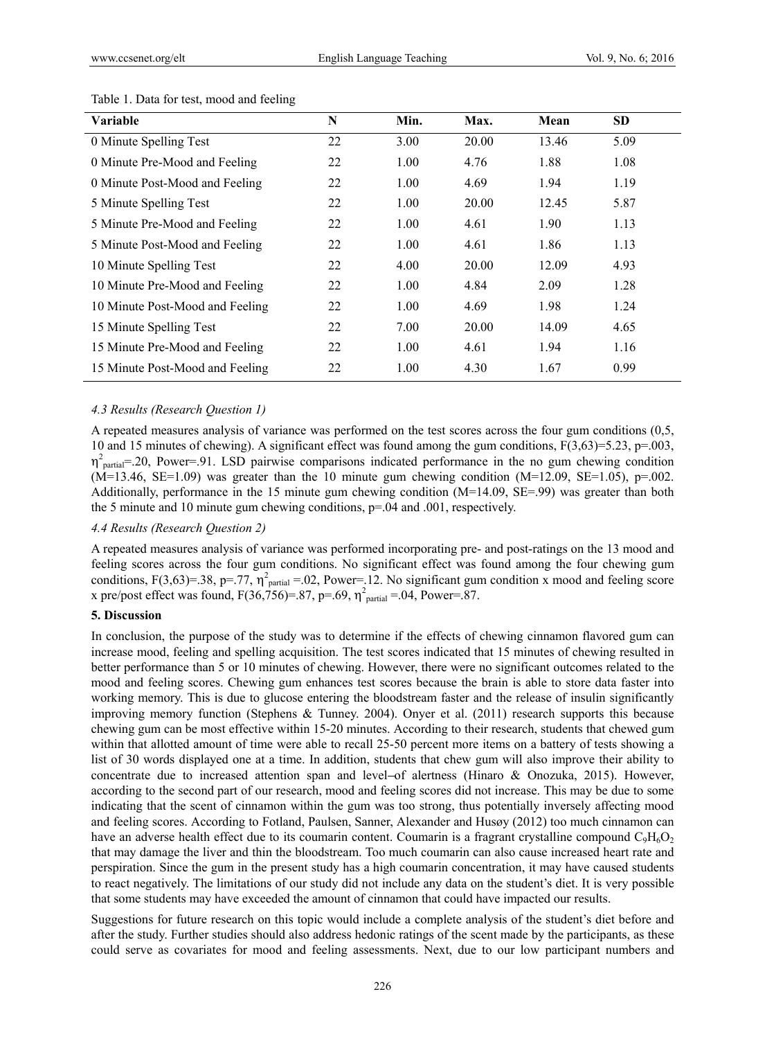Table 1. Data for test, mood and feeling

| Variable | N | Min. | Max. | Mean | SD |
|---|---|---|---|---|---|
| 0 Minute Spelling Test | 22 | 3.00 | 20.00 | 13.46 | 5.09 |
| 0 Minute Pre-Mood and Feeling | 22 | 1.00 | 4.76 | 1.88 | 1.08 |
| 0 Minute Post-Mood and Feeling | 22 | 1.00 | 4.69 | 1.94 | 1.19 |
| 5 Minute Spelling Test | 22 | 1.00 | 20.00 | 12.45 | 5.87 |
| 5 Minute Pre-Mood and Feeling | 22 | 1.00 | 4.61 | 1.90 | 1.13 |
| 5 Minute Post-Mood and Feeling | 22 | 1.00 | 4.61 | 1.86 | 1.13 |
| 10 Minute Spelling Test | 22 | 4.00 | 20.00 | 12.09 | 4.93 |
| 10 Minute Pre-Mood and Feeling | 22 | 1.00 | 4.84 | 2.09 | 1.28 |
| 10 Minute Post-Mood and Feeling | 22 | 1.00 | 4.69 | 1.98 | 1.24 |
| 15 Minute Spelling Test | 22 | 7.00 | 20.00 | 14.09 | 4.65 |
| 15 Minute Pre-Mood and Feeling | 22 | 1.00 | 4.61 | 1.94 | 1.16 |
| 15 Minute Post-Mood and Feeling | 22 | 1.00 | 4.30 | 1.67 | 0.99 |

### *4.3 Results (Research Question 1)*

A repeated measures analysis of variance was performed on the test scores across the four gum conditions (0,5, 10 and 15 minutes of chewing). A significant effect was found among the gum conditions, $F(3,63)=5.23$, $p=.003$, $\eta^2_{partial}=.20$, Power=.91. LSD pairwise comparisons indicated performance in the no gum chewing condition (M=13.46, SE=1.09) was greater than the 10 minute gum chewing condition (M=12.09, SE=1.05), p=.002. Additionally, performance in the 15 minute gum chewing condition (M=14.09, SE=.99) was greater than both the 5 minute and 10 minute gum chewing conditions, p=.04 and .001, respectively.

### *4.4 Results (Research Question 2)*

A repeated measures analysis of variance was performed incorporating pre- and post-ratings on the 13 mood and feeling scores across the four gum conditions. No significant effect was found among the four chewing gum conditions, $F(3,63)=.38$, $p=.77$, $\eta^2_{partial}=.02$, Power=.12. No significant gum condition x mood and feeling score x pre/post effect was found, $F(36,756)=.87$, $p=.69$, $\eta^2_{partial}=.04$, Power=.87.

## **5. Discussion**

In conclusion, the purpose of the study was to determine if the effects of chewing cinnamon flavored gum can increase mood, feeling and spelling acquisition. The test scores indicated that 15 minutes of chewing resulted in better performance than 5 or 10 minutes of chewing. However, there were no significant outcomes related to the mood and feeling scores. Chewing gum enhances test scores because the brain is able to store data faster into working memory. This is due to glucose entering the bloodstream faster and the release of insulin significantly improving memory function (Stephens & Tunney. 2004). Onyer et al. (2011) research supports this because chewing gum can be most effective within 15-20 minutes. According to their research, students that chewed gum within that allotted amount of time were able to recall 25-50 percent more items on a battery of tests showing a list of 30 words displayed one at a time. In addition, students that chew gum will also improve their ability to concentrate due to increased attention span and level–of alertness (Hinaro & Onozuka, 2015). However, according to the second part of our research, mood and feeling scores did not increase. This may be due to some indicating that the scent of cinnamon within the gum was too strong, thus potentially inversely affecting mood and feeling scores. According to Fotland, Paulsen, Sanner, Alexander and Husøy (2012) too much cinnamon can have an adverse health effect due to its coumarin content. Coumarin is a fragrant crystalline compound $C_9H_6O_2$ that may damage the liver and thin the bloodstream. Too much coumarin can also cause increased heart rate and perspiration. Since the gum in the present study has a high coumarin concentration, it may have caused students to react negatively. The limitations of our study did not include any data on the student's diet. It is very possible that some students may have exceeded the amount of cinnamon that could have impacted our results.

Suggestions for future research on this topic would include a complete analysis of the student's diet before and after the study. Further studies should also address hedonic ratings of the scent made by the participants, as these could serve as covariates for mood and feeling assessments. Next, due to our low participant numbers and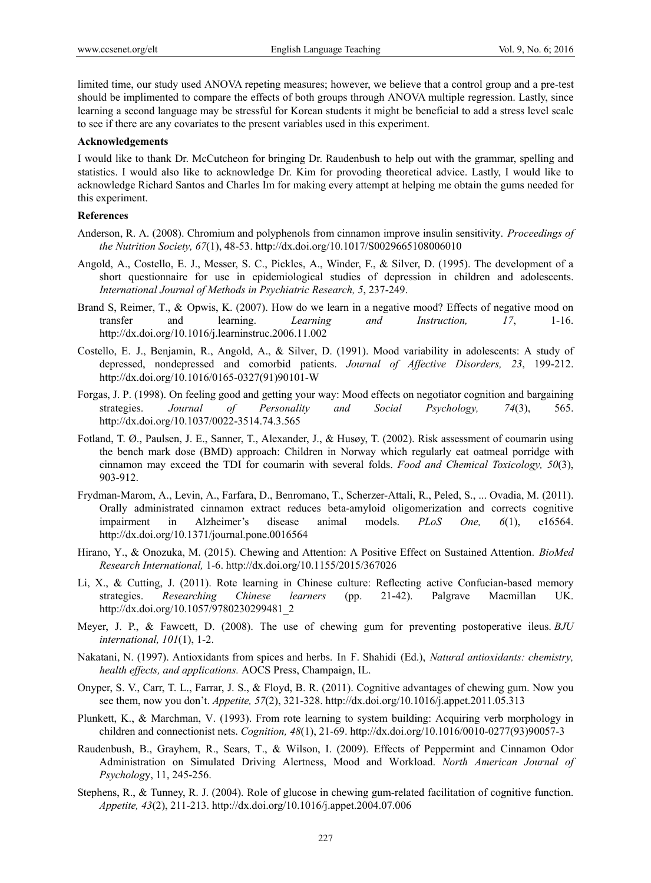limited time, our study used ANOVA repeting measures; however, we believe that a control group and a pre-test should be implimented to compare the effects of both groups through ANOVA multiple regression. Lastly, since learning a second language may be stressful for Korean students it might be beneficial to add a stress level scale to see if there are any covariates to the present variables used in this experiment.

**Acknowledgements**

I would like to thank Dr. McCutcheon for bringing Dr. Raudenbush to help out with the grammar, spelling and statistics. I would also like to acknowledge Dr. Kim for provoding theoretical advice. Lastly, I would like to acknowledge Richard Santos and Charles Im for making every attempt at helping me obtain the gums needed for this experiment.

**References**

Anderson, R. A. (2008). Chromium and polyphenols from cinnamon improve insulin sensitivity. *Proceedings of the Nutrition Society, 67*(1), 48-53. http://dx.doi.org/10.1017/S0029665108006010

Angold, A., Costello, E. J., Messer, S. C., Pickles, A., Winder, F., & Silver, D. (1995). The development of a short questionnaire for use in epidemiological studies of depression in children and adolescents. *International Journal of Methods in Psychiatric Research, 5*, 237-249.

Brand S, Reimer, T., & Opwis, K. (2007). How do we learn in a negative mood? Effects of negative mood on transfer and learning. *Learning and Instruction, 17*, 1-16. http://dx.doi.org/10.1016/j.learninstruc.2006.11.002

Costello, E. J., Benjamin, R., Angold, A., & Silver, D. (1991). Mood variability in adolescents: A study of depressed, nondepressed and comorbid patients. *Journal of Affective Disorders, 23*, 199-212. http://dx.doi.org/10.1016/0165-0327(91)90101-W

Forgas, J. P. (1998). On feeling good and getting your way: Mood effects on negotiator cognition and bargaining strategies. *Journal of Personality and Social Psychology, 74*(3), 565. http://dx.doi.org/10.1037/0022-3514.74.3.565

Fotland, T. Ø., Paulsen, J. E., Sanner, T., Alexander, J., & Husøy, T. (2002). Risk assessment of coumarin using the bench mark dose (BMD) approach: Children in Norway which regularly eat oatmeal porridge with cinnamon may exceed the TDI for coumarin with several folds. *Food and Chemical Toxicology, 50*(3), 903-912.

Frydman-Marom, A., Levin, A., Farfara, D., Benromano, T., Scherzer-Attali, R., Peled, S., ... Ovadia, M. (2011). Orally administrated cinnamon extract reduces beta-amyloid oligomerization and corrects cognitive impairment in Alzheimer's disease animal models. *PLoS One, 6*(1), e16564. http://dx.doi.org/10.1371/journal.pone.0016564

Hirano, Y., & Onozuka, M. (2015). Chewing and Attention: A Positive Effect on Sustained Attention. *BioMed Research International,* 1-6. http://dx.doi.org/10.1155/2015/367026

Li, X., & Cutting, J. (2011). Rote learning in Chinese culture: Reflecting active Confucian-based memory strategies. *Researching Chinese learners* (pp. 21-42). Palgrave Macmillan UK. http://dx.doi.org/10.1057/9780230299481_2

Meyer, J. P., & Fawcett, D. (2008). The use of chewing gum for preventing postoperative ileus. *BJU international, 101*(1), 1-2.

Nakatani, N. (1997). Antioxidants from spices and herbs. In F. Shahidi (Ed.), *Natural antioxidants: chemistry, health effects, and applications.* AOCS Press, Champaign, IL.

Onyper, S. V., Carr, T. L., Farrar, J. S., & Floyd, B. R. (2011). Cognitive advantages of chewing gum. Now you see them, now you don't. *Appetite, 57*(2), 321-328. http://dx.doi.org/10.1016/j.appet.2011.05.313

Plunkett, K., & Marchman, V. (1993). From rote learning to system building: Acquiring verb morphology in children and connectionist nets. *Cognition, 48*(1), 21-69. http://dx.doi.org/10.1016/0010-0277(93)90057-3

Raudenbush, B., Grayhem, R., Sears, T., & Wilson, I. (2009). Effects of Peppermint and Cinnamon Odor Administration on Simulated Driving Alertness, Mood and Workload. *North American Journal of Psychology*, 11, 245-256.

Stephens, R., & Tunney, R. J. (2004). Role of glucose in chewing gum-related facilitation of cognitive function. *Appetite, 43*(2), 211-213. http://dx.doi.org/10.1016/j.appet.2004.07.006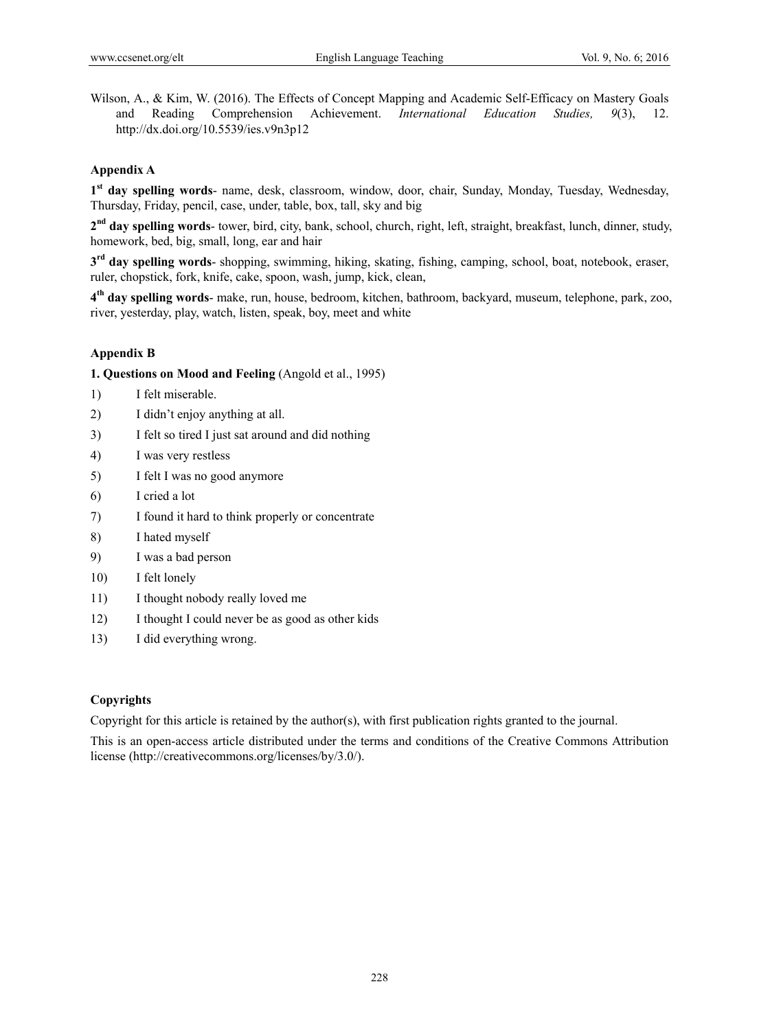Wilson, A., & Kim, W. (2016). The Effects of Concept Mapping and Academic Self-Efficacy on Mastery Goals and Reading Comprehension Achievement. *International Education Studies, 9*(3), 12. http://dx.doi.org/10.5539/ies.v9n3p12

## Appendix A

**1st day spelling words**- name, desk, classroom, window, door, chair, Sunday, Monday, Tuesday, Wednesday, Thursday, Friday, pencil, case, under, table, box, tall, sky and big

**2nd day spelling words**- tower, bird, city, bank, school, church, right, left, straight, breakfast, lunch, dinner, study, homework, bed, big, small, long, ear and hair

**3rd day spelling words**- shopping, swimming, hiking, skating, fishing, camping, school, boat, notebook, eraser, ruler, chopstick, fork, knife, cake, spoon, wash, jump, kick, clean,

**4th day spelling words**- make, run, house, bedroom, kitchen, bathroom, backyard, museum, telephone, park, zoo, river, yesterday, play, watch, listen, speak, boy, meet and white

## Appendix B

**1. Questions on Mood and Feeling** (Angold et al., 1995)

1) I felt miserable.
2) I didn't enjoy anything at all.
3) I felt so tired I just sat around and did nothing
4) I was very restless
5) I felt I was no good anymore
6) I cried a lot
7) I found it hard to think properly or concentrate
8) I hated myself
9) I was a bad person
10) I felt lonely
11) I thought nobody really loved me
12) I thought I could never be as good as other kids
13) I did everything wrong.

## Copyrights

Copyright for this article is retained by the author(s), with first publication rights granted to the journal.

This is an open-access article distributed under the terms and conditions of the Creative Commons Attribution license (http://creativecommons.org/licenses/by/3.0/).